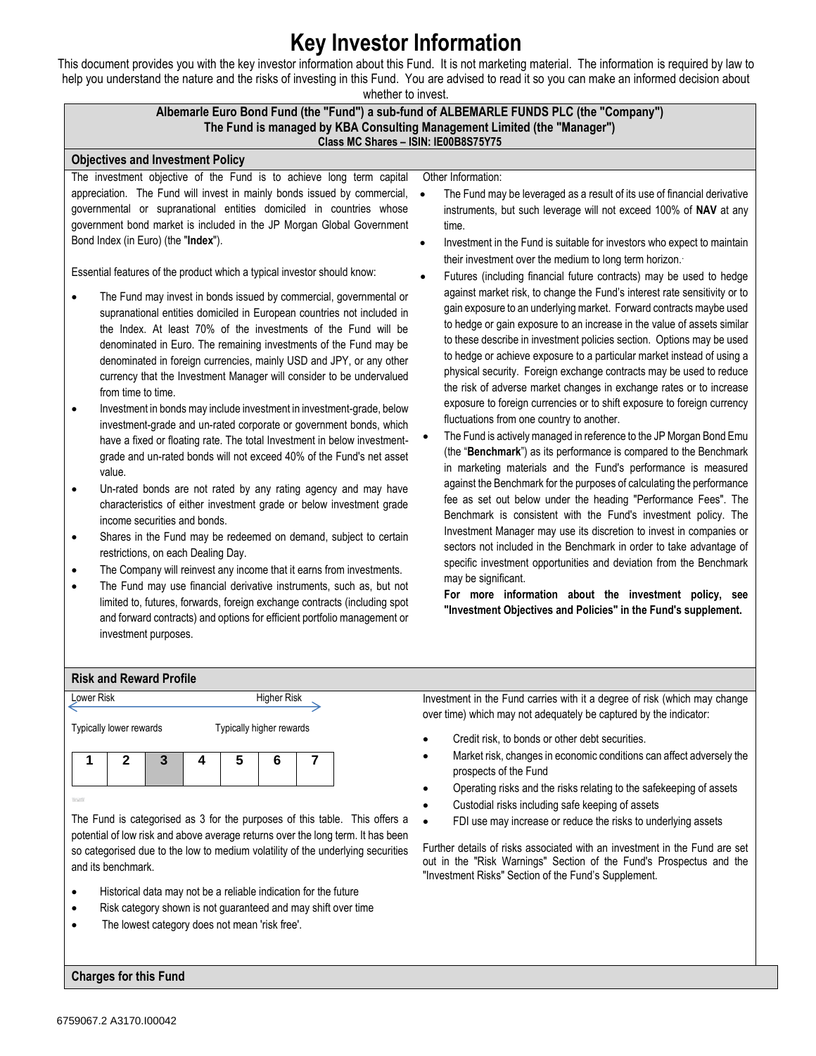# Key Investor Information

This document provides you with the key investor information about this Fund. It is not marketing material. The information is required by law to help you understand the nature and the risks of investing in this Fund. You are advised to read it so you can make an informed decision about whether to invest.

**Albemarle Euro Bond Fund (the "Fund") a sub-fund of ALBEMARLE FUNDS PLC (the "Company")**
**The Fund is managed by KBA Consulting Management Limited (the "Manager")**
**Class MC Shares – ISIN: IE00B8S75Y75**

## Objectives and Investment Policy

The investment objective of the Fund is to achieve long term capital appreciation. The Fund will invest in mainly bonds issued by commercial, governmental or supranational entities domiciled in countries whose government bond market is included in the JP Morgan Global Government Bond Index (in Euro) (the "**Index**").

Essential features of the product which a typical investor should know:

- The Fund may invest in bonds issued by commercial, governmental or supranational entities domiciled in European countries not included in the Index. At least 70% of the investments of the Fund will be denominated in Euro. The remaining investments of the Fund may be denominated in foreign currencies, mainly USD and JPY, or any other currency that the Investment Manager will consider to be undervalued from time to time.
- Investment in bonds may include investment in investment-grade, below investment-grade and un-rated corporate or government bonds, which have a fixed or floating rate. The total Investment in below investment-grade and un-rated bonds will not exceed 40% of the Fund's net asset value.
- Un-rated bonds are not rated by any rating agency and may have characteristics of either investment grade or below investment grade income securities and bonds.
- Shares in the Fund may be redeemed on demand, subject to certain restrictions, on each Dealing Day.
- The Company will reinvest any income that it earns from investments.
- The Fund may use financial derivative instruments, such as, but not limited to, futures, forwards, foreign exchange contracts (including spot and forward contracts) and options for efficient portfolio management or investment purposes.

Other Information:

- The Fund may be leveraged as a result of its use of financial derivative instruments, but such leverage will not exceed 100% of **NAV** at any time.
- Investment in the Fund is suitable for investors who expect to maintain their investment over the medium to long term horizon.
- Futures (including financial future contracts) may be used to hedge against market risk, to change the Fund's interest rate sensitivity or to gain exposure to an underlying market. Forward contracts maybe used to hedge or gain exposure to an increase in the value of assets similar to these describe in investment policies section. Options may be used to hedge or achieve exposure to a particular market instead of using a physical security. Foreign exchange contracts may be used to reduce the risk of adverse market changes in exchange rates or to increase exposure to foreign currencies or to shift exposure to foreign currency fluctuations from one country to another.
- The Fund is actively managed in reference to the JP Morgan Bond Emu (the "**Benchmark**") as its performance is compared to the Benchmark in marketing materials and the Fund's performance is measured against the Benchmark for the purposes of calculating the performance fee as set out below under the heading "Performance Fees". The Benchmark is consistent with the Fund's investment policy. The Investment Manager may use its discretion to invest in companies or sectors not included in the Benchmark in order to take advantage of specific investment opportunities and deviation from the Benchmark may be significant.

  **For more information about the investment policy, see "Investment Objectives and Policies" in the Fund's supplement.**

## Risk and Reward Profile

Lower Risk — Higher Risk

Typically lower rewards — Typically higher rewards

| 1 | 2 | 3 | 4 | 5 | 6 | 7 |
|---|---|---|---|---|---|---|

The Fund is categorised as 3 for the purposes of this table. This offers a potential of low risk and above average returns over the long term. It has been so categorised due to the low to medium volatility of the underlying securities and its benchmark.

- Historical data may not be a reliable indication for the future
- Risk category shown is not guaranteed and may shift over time
- The lowest category does not mean 'risk free'.

Investment in the Fund carries with it a degree of risk (which may change over time) which may not adequately be captured by the indicator:

- Credit risk, to bonds or other debt securities.
- Market risk, changes in economic conditions can affect adversely the prospects of the Fund
- Operating risks and the risks relating to the safekeeping of assets
- Custodial risks including safe keeping of assets
- FDI use may increase or reduce the risks to underlying assets

Further details of risks associated with an investment in the Fund are set out in the "Risk Warnings" Section of the Fund's Prospectus and the "Investment Risks" Section of the Fund's Supplement.

## Charges for this Fund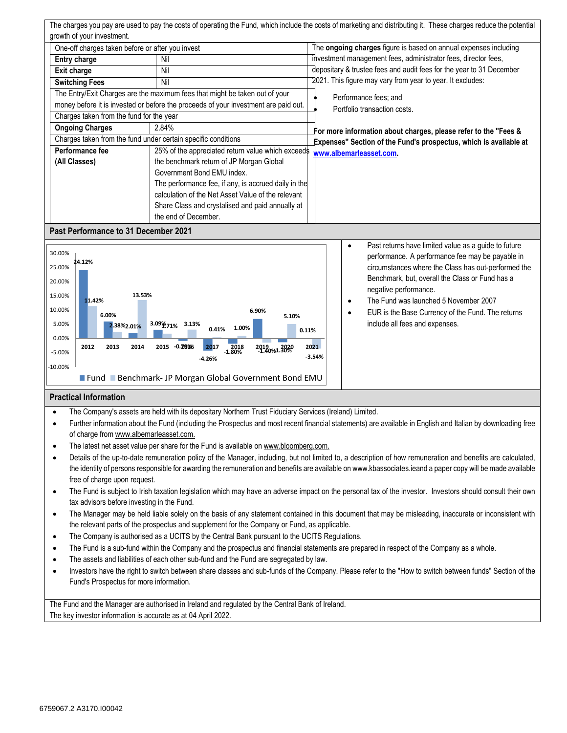The charges you pay are used to pay the costs of operating the Fund, which include the costs of marketing and distributing it. These charges reduce the potential growth of your investment.

| One-off charges taken before or after you invest | |
|---|---|
| **Entry charge** | Nil |
| **Exit charge** | Nil |
| **Switching Fees** | Nil |
| The Entry/Exit Charges are the maximum fees that might be taken out of your money before it is invested or before the proceeds of your investment are paid out. | |
| Charges taken from the fund for the year | |
| **Ongoing Charges** | 2.84% |
| Charges taken from the fund under certain specific conditions | |
| **Performance fee (All Classes)** | 25% of the appreciated return value which exceeds the benchmark return of JP Morgan Global Government Bond EMU index. The performance fee, if any, is accrued daily in the calculation of the Net Asset Value of the relevant Share Class and crystalised and paid annually at the end of December. |

The **ongoing charges** figure is based on annual expenses including investment management fees, administrator fees, director fees, depositary & trustee fees and audit fees for the year to 31 December 2021. This figure may vary from year to year. It excludes:

- Performance fees; and
- Portfolio transaction costs.

**For more information about charges, please refer to the "Fees & Expenses" Section of the Fund's prospectus, which is available at www.albemarleasset.com.**

## Past Performance to 31 December 2021

30.00%
25.00%
20.00%
15.00%
10.00%
5.00%
0.00%
-5.00%
-10.00%

2012: 24.12% 11.42%
2013: 6.00% 2.38%
2014: 2.01% 13.53%
2015: 3.09% 1.71%
2016: -0.78% 3.13%
2017: -4.26% 0.41%
2018: -1.80% 1.00%
2019: 6.90% -1.40%
2020: -1.30% 5.10%
2021: 0.11% -3.54%

Fund ■ Benchmark- JP Morgan Global Government Bond EMU

- Past returns have limited value as a guide to future performance. A performance fee may be payable in circumstances where the Class has out-performed the Benchmark, but, overall the Class or Fund has a negative performance.
- The Fund was launched 5 November 2007
- EUR is the Base Currency of the Fund. The returns include all fees and expenses.

## Practical Information

- The Company's assets are held with its depositary Northern Trust Fiduciary Services (Ireland) Limited.
- Further information about the Fund (including the Prospectus and most recent financial statements) are available in English and Italian by downloading free of charge from www.albemarleasset.com.
- The latest net asset value per share for the Fund is available on www.bloomberg.com.
- Details of the up-to-date remuneration policy of the Manager, including, but not limited to, a description of how remuneration and benefits are calculated, the identity of persons responsible for awarding the remuneration and benefits are available on www.kbassociates.ieand a paper copy will be made available free of charge upon request.
- The Fund is subject to Irish taxation legislation which may have an adverse impact on the personal tax of the investor. Investors should consult their own tax advisors before investing in the Fund.
- The Manager may be held liable solely on the basis of any statement contained in this document that may be misleading, inaccurate or inconsistent with the relevant parts of the prospectus and supplement for the Company or Fund, as applicable.
- The Company is authorised as a UCITS by the Central Bank pursuant to the UCITS Regulations.
- The Fund is a sub-fund within the Company and the prospectus and financial statements are prepared in respect of the Company as a whole.
- The assets and liabilities of each other sub-fund and the Fund are segregated by law.
- Investors have the right to switch between share classes and sub-funds of the Company. Please refer to the "How to switch between funds" Section of the Fund's Prospectus for more information.

The Fund and the Manager are authorised in Ireland and regulated by the Central Bank of Ireland.
The key investor information is accurate as at 04 April 2022.

6759067.2 A3170.I00042